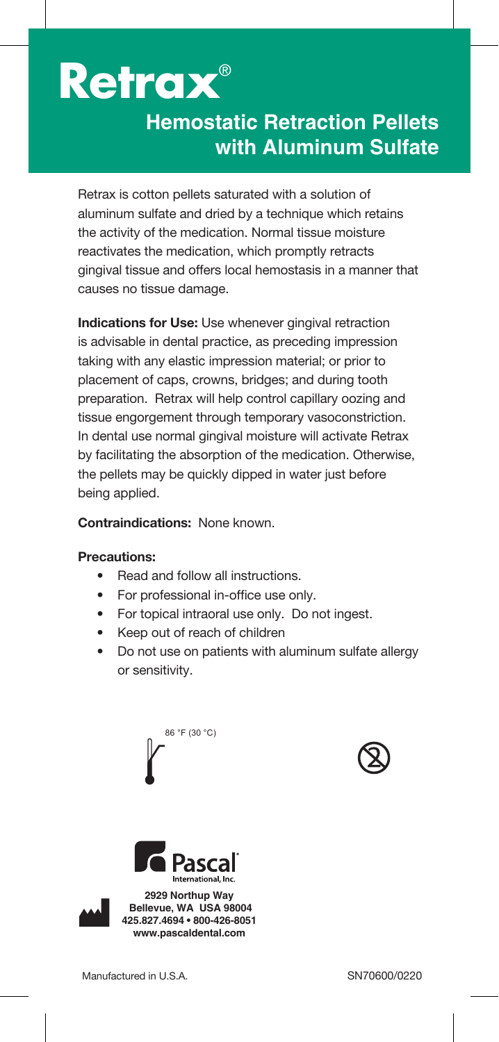# Retrax®

## Hemostatic Retraction Pellets with Aluminum Sulfate

Retrax is cotton pellets saturated with a solution of aluminum sulfate and dried by a technique which retains the activity of the medication. Normal tissue moisture reactivates the medication, which promptly retracts gingival tissue and offers local hemostasis in a manner that causes no tissue damage.

**Indications for Use:** Use whenever gingival retraction is advisable in dental practice, as preceding impression taking with any elastic impression material; or prior to placement of caps, crowns, bridges; and during tooth preparation. Retrax will help control capillary oozing and tissue engorgement through temporary vasoconstriction. In dental use normal gingival moisture will activate Retrax by facilitating the absorption of the medication. Otherwise, the pellets may be quickly dipped in water just before being applied.

**Contraindications:** None known.

**Precautions:**

- Read and follow all instructions.
- For professional in-office use only.
- For topical intraoral use only. Do not ingest.
- Keep out of reach of children
- Do not use on patients with aluminum sulfate allergy or sensitivity.

86 °F (30 °C)

Pascal International, Inc.

**2929 Northup Way**
**Bellevue, WA USA 98004**
**425.827.4694 • 800-426-8051**
**www.pascaldental.com**

Manufactured in U.S.A.

SN70600/0220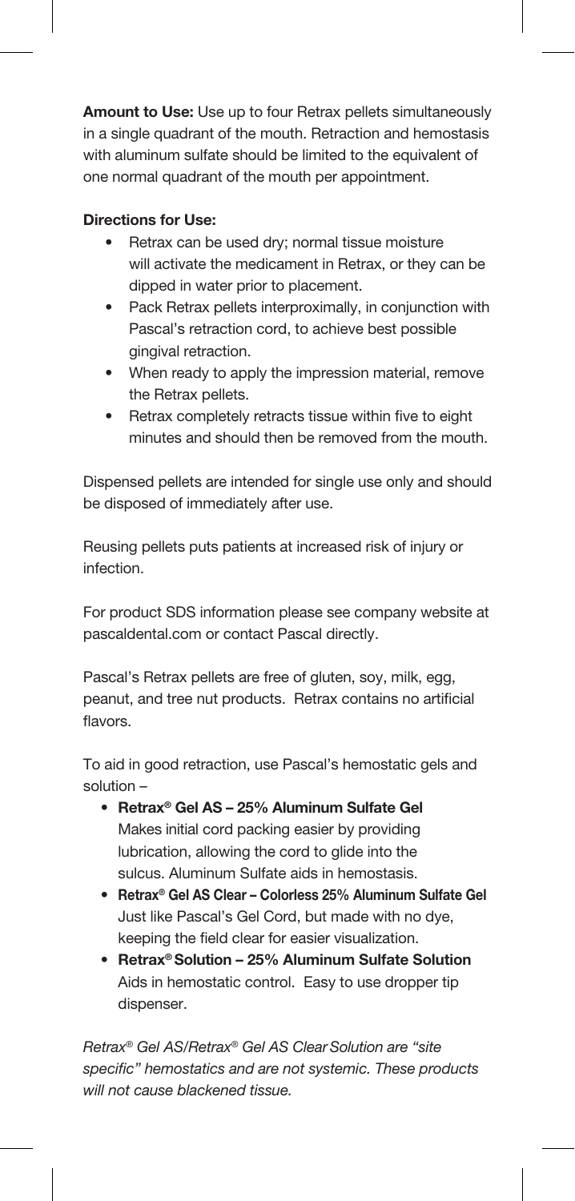**Amount to Use:** Use up to four Retrax pellets simultaneously in a single quadrant of the mouth. Retraction and hemostasis with aluminum sulfate should be limited to the equivalent of one normal quadrant of the mouth per appointment.

**Directions for Use:**

- Retrax can be used dry; normal tissue moisture will activate the medicament in Retrax, or they can be dipped in water prior to placement.
- Pack Retrax pellets interproximally, in conjunction with Pascal's retraction cord, to achieve best possible gingival retraction.
- When ready to apply the impression material, remove the Retrax pellets.
- Retrax completely retracts tissue within five to eight minutes and should then be removed from the mouth.

Dispensed pellets are intended for single use only and should be disposed of immediately after use.

Reusing pellets puts patients at increased risk of injury or infection.

For product SDS information please see company website at pascaldental.com or contact Pascal directly.

Pascal's Retrax pellets are free of gluten, soy, milk, egg, peanut, and tree nut products. Retrax contains no artificial flavors.

To aid in good retraction, use Pascal's hemostatic gels and solution –

- **Retrax® Gel AS – 25% Aluminum Sulfate Gel**
  Makes initial cord packing easier by providing lubrication, allowing the cord to glide into the sulcus. Aluminum Sulfate aids in hemostasis.
- **Retrax® Gel AS Clear – Colorless 25% Aluminum Sulfate Gel**
  Just like Pascal's Gel Cord, but made with no dye, keeping the field clear for easier visualization.
- **Retrax® Solution – 25% Aluminum Sulfate Solution**
  Aids in hemostatic control. Easy to use dropper tip dispenser.

*Retrax® Gel AS/Retrax® Gel AS Clear Solution are "site specific" hemostatics and are not systemic. These products will not cause blackened tissue.*